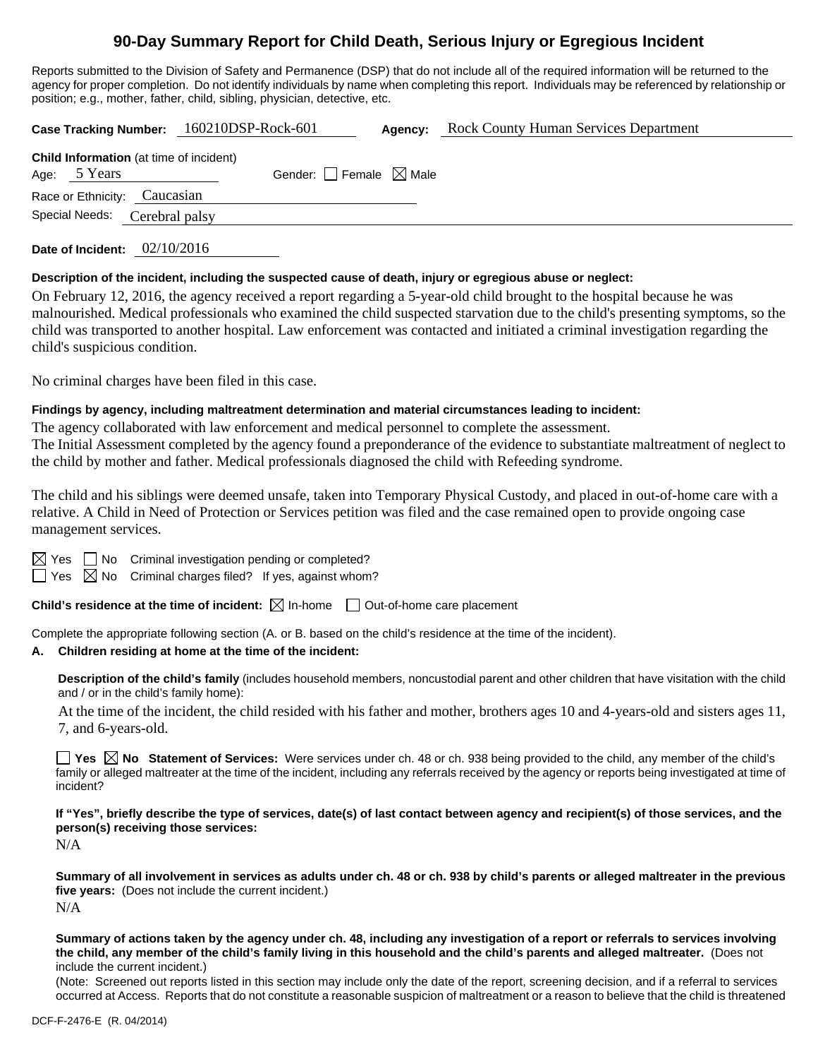# 90-Day Summary Report for Child Death, Serious Injury or Egregious Incident

Reports submitted to the Division of Safety and Permanence (DSP) that do not include all of the required information will be returned to the agency for proper completion. Do not identify individuals by name when completing this report. Individuals may be referenced by relationship or position; e.g., mother, father, child, sibling, physician, detective, etc.

**Case Tracking Number:** 160210DSP-Rock-601 **Agency:** Rock County Human Services Department

**Child Information** (at time of incident)
Age: 5 Years Gender: ☐ Female ☒ Male
Race or Ethnicity: Caucasian
Special Needs: Cerebral palsy

**Date of Incident:** 02/10/2016

**Description of the incident, including the suspected cause of death, injury or egregious abuse or neglect:**

On February 12, 2016, the agency received a report regarding a 5-year-old child brought to the hospital because he was malnourished. Medical professionals who examined the child suspected starvation due to the child's presenting symptoms, so the child was transported to another hospital. Law enforcement was contacted and initiated a criminal investigation regarding the child's suspicious condition.

No criminal charges have been filed in this case.

**Findings by agency, including maltreatment determination and material circumstances leading to incident:**

The agency collaborated with law enforcement and medical personnel to complete the assessment.
The Initial Assessment completed by the agency found a preponderance of the evidence to substantiate maltreatment of neglect to the child by mother and father. Medical professionals diagnosed the child with Refeeding syndrome.

The child and his siblings were deemed unsafe, taken into Temporary Physical Custody, and placed in out-of-home care with a relative. A Child in Need of Protection or Services petition was filed and the case remained open to provide ongoing case management services.

☒ Yes ☐ No Criminal investigation pending or completed?
☐ Yes ☒ No Criminal charges filed? If yes, against whom?

**Child's residence at the time of incident:** ☒ In-home ☐ Out-of-home care placement

Complete the appropriate following section (A. or B. based on the child's residence at the time of the incident).

**A. Children residing at home at the time of the incident:**

**Description of the child's family** (includes household members, noncustodial parent and other children that have visitation with the child and / or in the child's family home):

At the time of the incident, the child resided with his father and mother, brothers ages 10 and 4-years-old and sisters ages 11, 7, and 6-years-old.

☐ **Yes** ☒ **No Statement of Services:** Were services under ch. 48 or ch. 938 being provided to the child, any member of the child's family or alleged maltreater at the time of the incident, including any referrals received by the agency or reports being investigated at time of incident?

**If "Yes", briefly describe the type of services, date(s) of last contact between agency and recipient(s) of those services, and the person(s) receiving those services:**

N/A

**Summary of all involvement in services as adults under ch. 48 or ch. 938 by child's parents or alleged maltreater in the previous five years:** (Does not include the current incident.)

N/A

**Summary of actions taken by the agency under ch. 48, including any investigation of a report or referrals to services involving the child, any member of the child's family living in this household and the child's parents and alleged maltreater.** (Does not include the current incident.)

(Note: Screened out reports listed in this section may include only the date of the report, screening decision, and if a referral to services occurred at Access. Reports that do not constitute a reasonable suspicion of maltreatment or a reason to believe that the child is threatened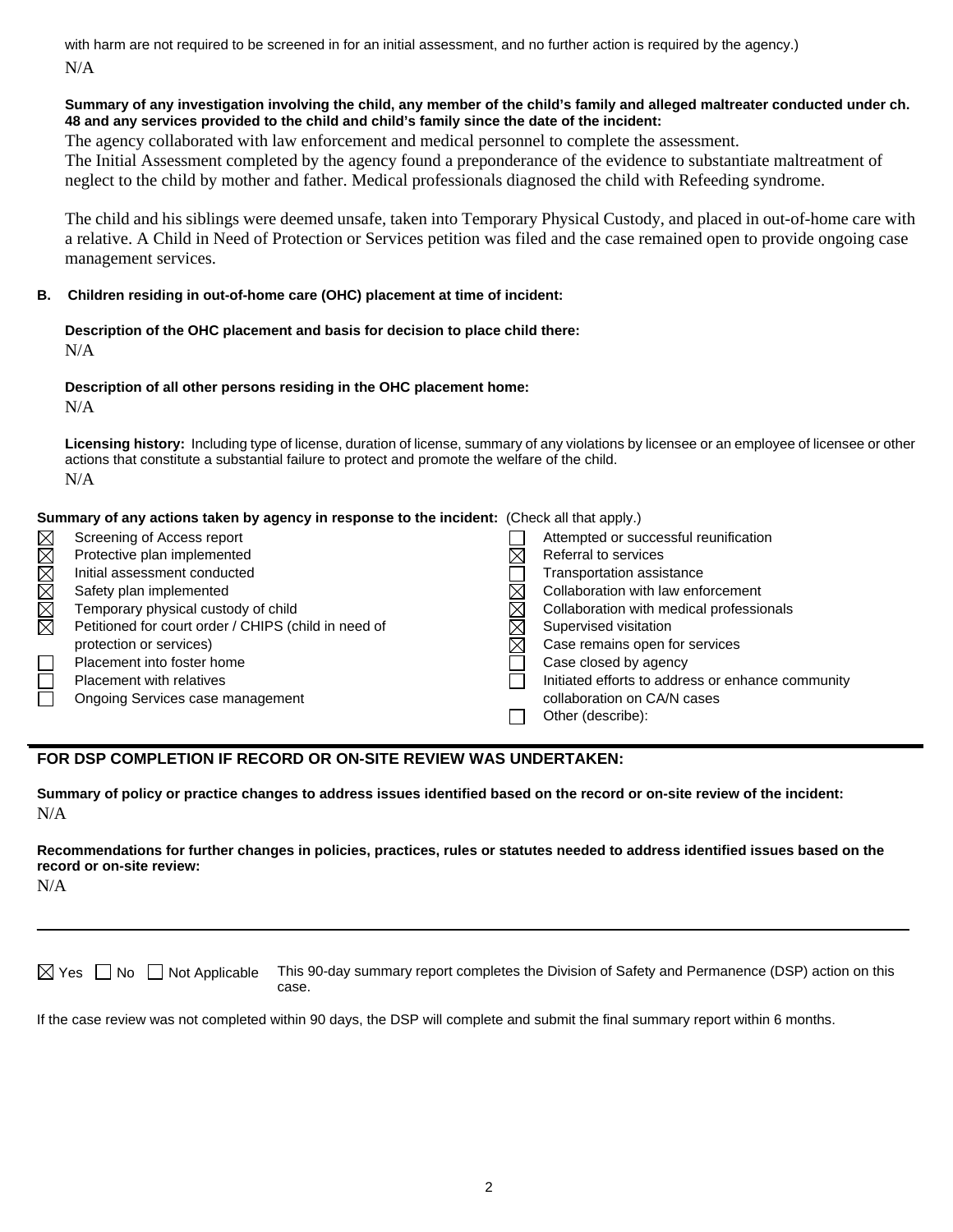with harm are not required to be screened in for an initial assessment, and no further action is required by the agency.)

N/A

**Summary of any investigation involving the child, any member of the child's family and alleged maltreater conducted under ch. 48 and any services provided to the child and child's family since the date of the incident:**

The agency collaborated with law enforcement and medical personnel to complete the assessment.
The Initial Assessment completed by the agency found a preponderance of the evidence to substantiate maltreatment of neglect to the child by mother and father. Medical professionals diagnosed the child with Refeeding syndrome.

The child and his siblings were deemed unsafe, taken into Temporary Physical Custody, and placed in out-of-home care with a relative. A Child in Need of Protection or Services petition was filed and the case remained open to provide ongoing case management services.

**B. Children residing in out-of-home care (OHC) placement at time of incident:**

**Description of the OHC placement and basis for decision to place child there:**

N/A

**Description of all other persons residing in the OHC placement home:**

N/A

**Licensing history:** Including type of license, duration of license, summary of any violations by licensee or an employee of licensee or other actions that constitute a substantial failure to protect and promote the welfare of the child.

N/A

**Summary of any actions taken by agency in response to the incident:** (Check all that apply.)

- ☒ Screening of Access report
- ☒ Protective plan implemented
- ☒ Initial assessment conducted
- ☒ Safety plan implemented
- ☒ Temporary physical custody of child
- ☒ Petitioned for court order / CHIPS (child in need of protection or services)
- ☐ Placement into foster home
- ☐ Placement with relatives
- ☐ Ongoing Services case management
- ☐ Attempted or successful reunification
- ☒ Referral to services
- ☐ Transportation assistance
- ☒ Collaboration with law enforcement
- ☒ Collaboration with medical professionals
- ☒ Supervised visitation
- ☒ Case remains open for services
- ☐ Case closed by agency
- ☐ Initiated efforts to address or enhance community collaboration on CA/N cases
- ☐ Other (describe):

## FOR DSP COMPLETION IF RECORD OR ON-SITE REVIEW WAS UNDERTAKEN:

**Summary of policy or practice changes to address issues identified based on the record or on-site review of the incident:**

N/A

**Recommendations for further changes in policies, practices, rules or statutes needed to address identified issues based on the record or on-site review:**

N/A

---

☒ Yes ☐ No ☐ Not Applicable This 90-day summary report completes the Division of Safety and Permanence (DSP) action on this case.

If the case review was not completed within 90 days, the DSP will complete and submit the final summary report within 6 months.